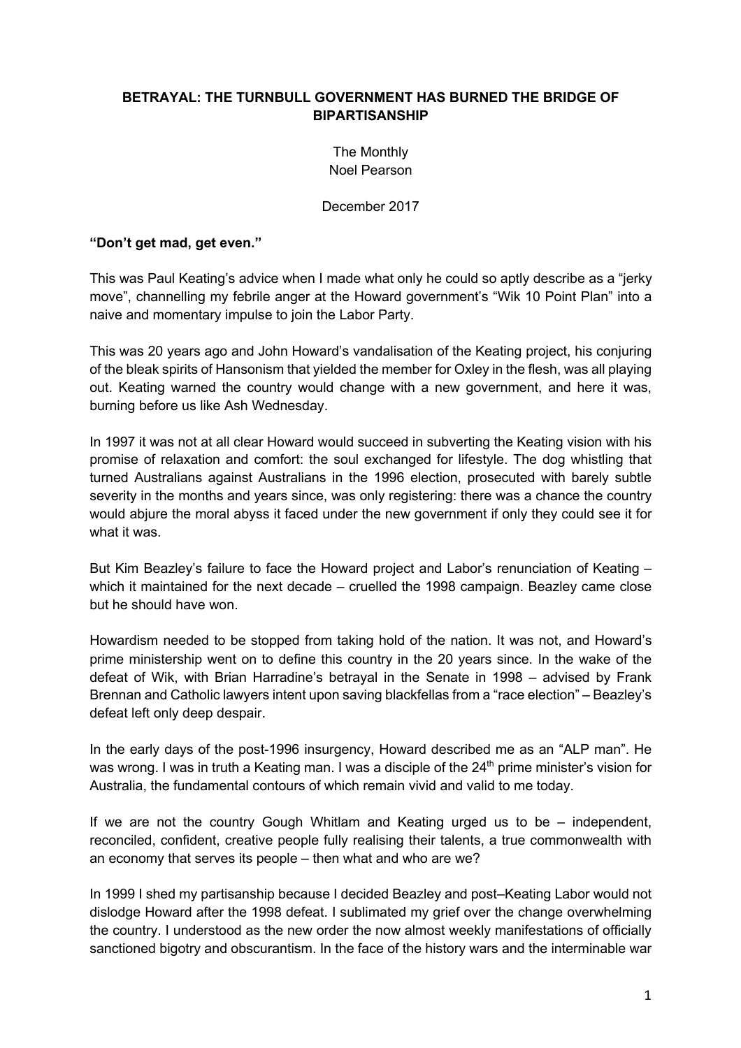# BETRAYAL: THE TURNBULL GOVERNMENT HAS BURNED THE BRIDGE OF BIPARTISANSHIP

The Monthly
Noel Pearson

December 2017

**"Don't get mad, get even."**

This was Paul Keating's advice when I made what only he could so aptly describe as a "jerky move", channelling my febrile anger at the Howard government's "Wik 10 Point Plan" into a naive and momentary impulse to join the Labor Party.

This was 20 years ago and John Howard's vandalisation of the Keating project, his conjuring of the bleak spirits of Hansonism that yielded the member for Oxley in the flesh, was all playing out. Keating warned the country would change with a new government, and here it was, burning before us like Ash Wednesday.

In 1997 it was not at all clear Howard would succeed in subverting the Keating vision with his promise of relaxation and comfort: the soul exchanged for lifestyle. The dog whistling that turned Australians against Australians in the 1996 election, prosecuted with barely subtle severity in the months and years since, was only registering: there was a chance the country would abjure the moral abyss it faced under the new government if only they could see it for what it was.

But Kim Beazley's failure to face the Howard project and Labor's renunciation of Keating – which it maintained for the next decade – cruelled the 1998 campaign. Beazley came close but he should have won.

Howardism needed to be stopped from taking hold of the nation. It was not, and Howard's prime ministership went on to define this country in the 20 years since. In the wake of the defeat of Wik, with Brian Harradine's betrayal in the Senate in 1998 – advised by Frank Brennan and Catholic lawyers intent upon saving blackfellas from a "race election" – Beazley's defeat left only deep despair.

In the early days of the post-1996 insurgency, Howard described me as an "ALP man". He was wrong. I was in truth a Keating man. I was a disciple of the 24th prime minister's vision for Australia, the fundamental contours of which remain vivid and valid to me today.

If we are not the country Gough Whitlam and Keating urged us to be – independent, reconciled, confident, creative people fully realising their talents, a true commonwealth with an economy that serves its people – then what and who are we?

In 1999 I shed my partisanship because I decided Beazley and post–Keating Labor would not dislodge Howard after the 1998 defeat. I sublimated my grief over the change overwhelming the country. I understood as the new order the now almost weekly manifestations of officially sanctioned bigotry and obscurantism. In the face of the history wars and the interminable war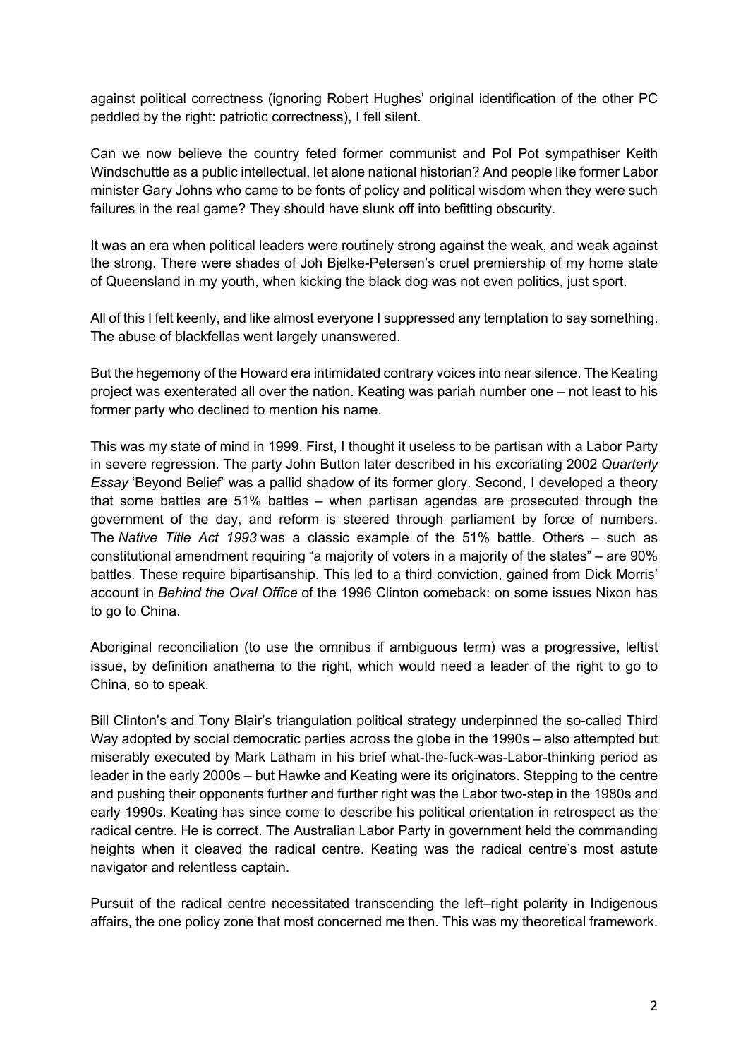against political correctness (ignoring Robert Hughes' original identification of the other PC peddled by the right: patriotic correctness), I fell silent.

Can we now believe the country feted former communist and Pol Pot sympathiser Keith Windschuttle as a public intellectual, let alone national historian? And people like former Labor minister Gary Johns who came to be fonts of policy and political wisdom when they were such failures in the real game? They should have slunk off into befitting obscurity.

It was an era when political leaders were routinely strong against the weak, and weak against the strong. There were shades of Joh Bjelke-Petersen's cruel premiership of my home state of Queensland in my youth, when kicking the black dog was not even politics, just sport.

All of this I felt keenly, and like almost everyone I suppressed any temptation to say something. The abuse of blackfellas went largely unanswered.

But the hegemony of the Howard era intimidated contrary voices into near silence. The Keating project was exenterated all over the nation. Keating was pariah number one – not least to his former party who declined to mention his name.

This was my state of mind in 1999. First, I thought it useless to be partisan with a Labor Party in severe regression. The party John Button later described in his excoriating 2002 *Quarterly Essay* 'Beyond Belief' was a pallid shadow of its former glory. Second, I developed a theory that some battles are 51% battles – when partisan agendas are prosecuted through the government of the day, and reform is steered through parliament by force of numbers. The *Native Title Act 1993* was a classic example of the 51% battle. Others – such as constitutional amendment requiring "a majority of voters in a majority of the states" – are 90% battles. These require bipartisanship. This led to a third conviction, gained from Dick Morris' account in *Behind the Oval Office* of the 1996 Clinton comeback: on some issues Nixon has to go to China.

Aboriginal reconciliation (to use the omnibus if ambiguous term) was a progressive, leftist issue, by definition anathema to the right, which would need a leader of the right to go to China, so to speak.

Bill Clinton's and Tony Blair's triangulation political strategy underpinned the so-called Third Way adopted by social democratic parties across the globe in the 1990s – also attempted but miserably executed by Mark Latham in his brief what-the-fuck-was-Labor-thinking period as leader in the early 2000s – but Hawke and Keating were its originators. Stepping to the centre and pushing their opponents further and further right was the Labor two-step in the 1980s and early 1990s. Keating has since come to describe his political orientation in retrospect as the radical centre. He is correct. The Australian Labor Party in government held the commanding heights when it cleaved the radical centre. Keating was the radical centre's most astute navigator and relentless captain.

Pursuit of the radical centre necessitated transcending the left–right polarity in Indigenous affairs, the one policy zone that most concerned me then. This was my theoretical framework.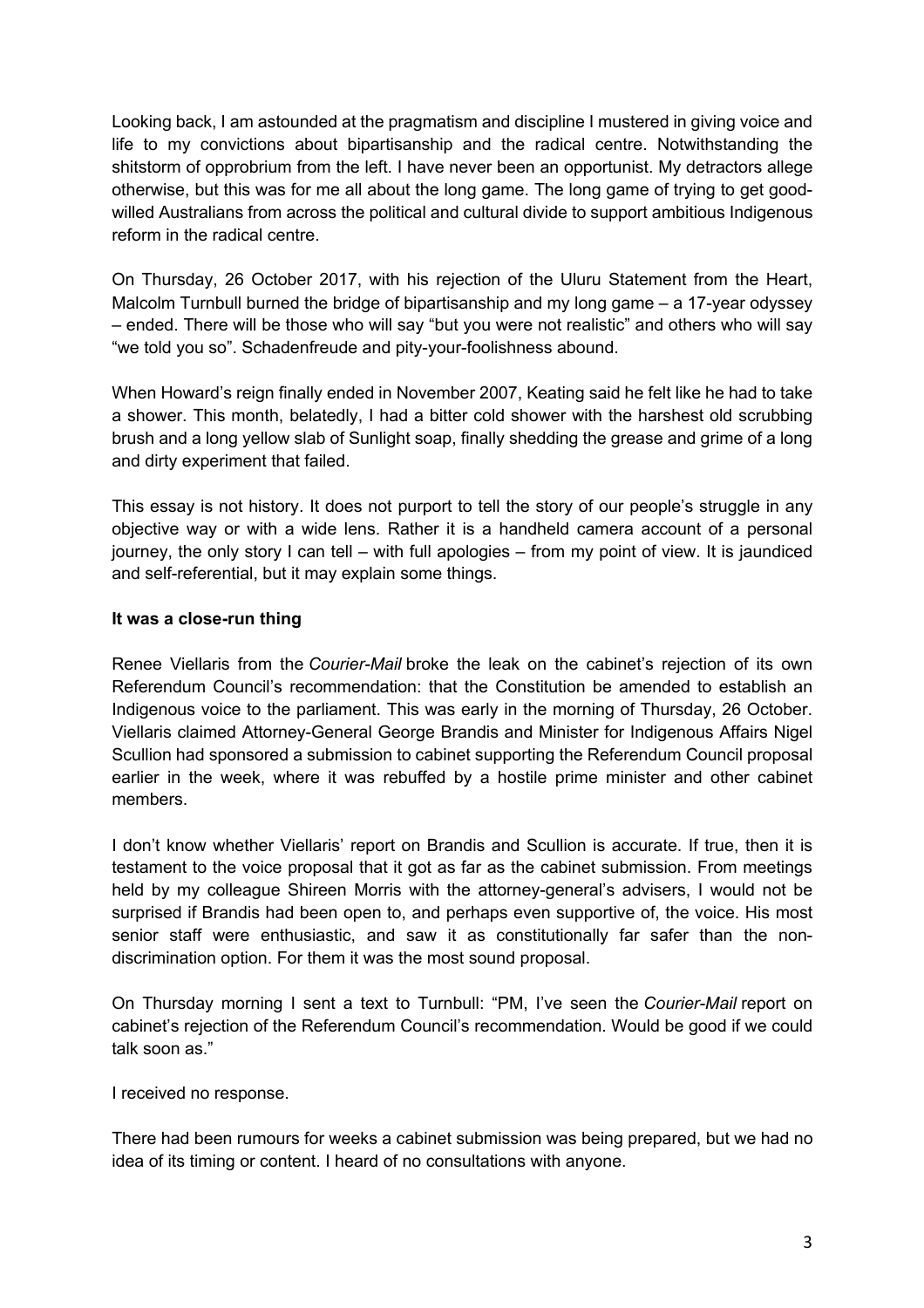Looking back, I am astounded at the pragmatism and discipline I mustered in giving voice and life to my convictions about bipartisanship and the radical centre. Notwithstanding the shitstorm of opprobrium from the left. I have never been an opportunist. My detractors allege otherwise, but this was for me all about the long game. The long game of trying to get good-willed Australians from across the political and cultural divide to support ambitious Indigenous reform in the radical centre.

On Thursday, 26 October 2017, with his rejection of the Uluru Statement from the Heart, Malcolm Turnbull burned the bridge of bipartisanship and my long game – a 17-year odyssey – ended. There will be those who will say "but you were not realistic" and others who will say "we told you so". Schadenfreude and pity-your-foolishness abound.

When Howard's reign finally ended in November 2007, Keating said he felt like he had to take a shower. This month, belatedly, I had a bitter cold shower with the harshest old scrubbing brush and a long yellow slab of Sunlight soap, finally shedding the grease and grime of a long and dirty experiment that failed.

This essay is not history. It does not purport to tell the story of our people's struggle in any objective way or with a wide lens. Rather it is a handheld camera account of a personal journey, the only story I can tell – with full apologies – from my point of view. It is jaundiced and self-referential, but it may explain some things.

**It was a close-run thing**

Renee Viellaris from the *Courier-Mail* broke the leak on the cabinet's rejection of its own Referendum Council's recommendation: that the Constitution be amended to establish an Indigenous voice to the parliament. This was early in the morning of Thursday, 26 October. Viellaris claimed Attorney-General George Brandis and Minister for Indigenous Affairs Nigel Scullion had sponsored a submission to cabinet supporting the Referendum Council proposal earlier in the week, where it was rebuffed by a hostile prime minister and other cabinet members.

I don't know whether Viellaris' report on Brandis and Scullion is accurate. If true, then it is testament to the voice proposal that it got as far as the cabinet submission. From meetings held by my colleague Shireen Morris with the attorney-general's advisers, I would not be surprised if Brandis had been open to, and perhaps even supportive of, the voice. His most senior staff were enthusiastic, and saw it as constitutionally far safer than the non-discrimination option. For them it was the most sound proposal.

On Thursday morning I sent a text to Turnbull: "PM, I've seen the *Courier-Mail* report on cabinet's rejection of the Referendum Council's recommendation. Would be good if we could talk soon as."

I received no response.

There had been rumours for weeks a cabinet submission was being prepared, but we had no idea of its timing or content. I heard of no consultations with anyone.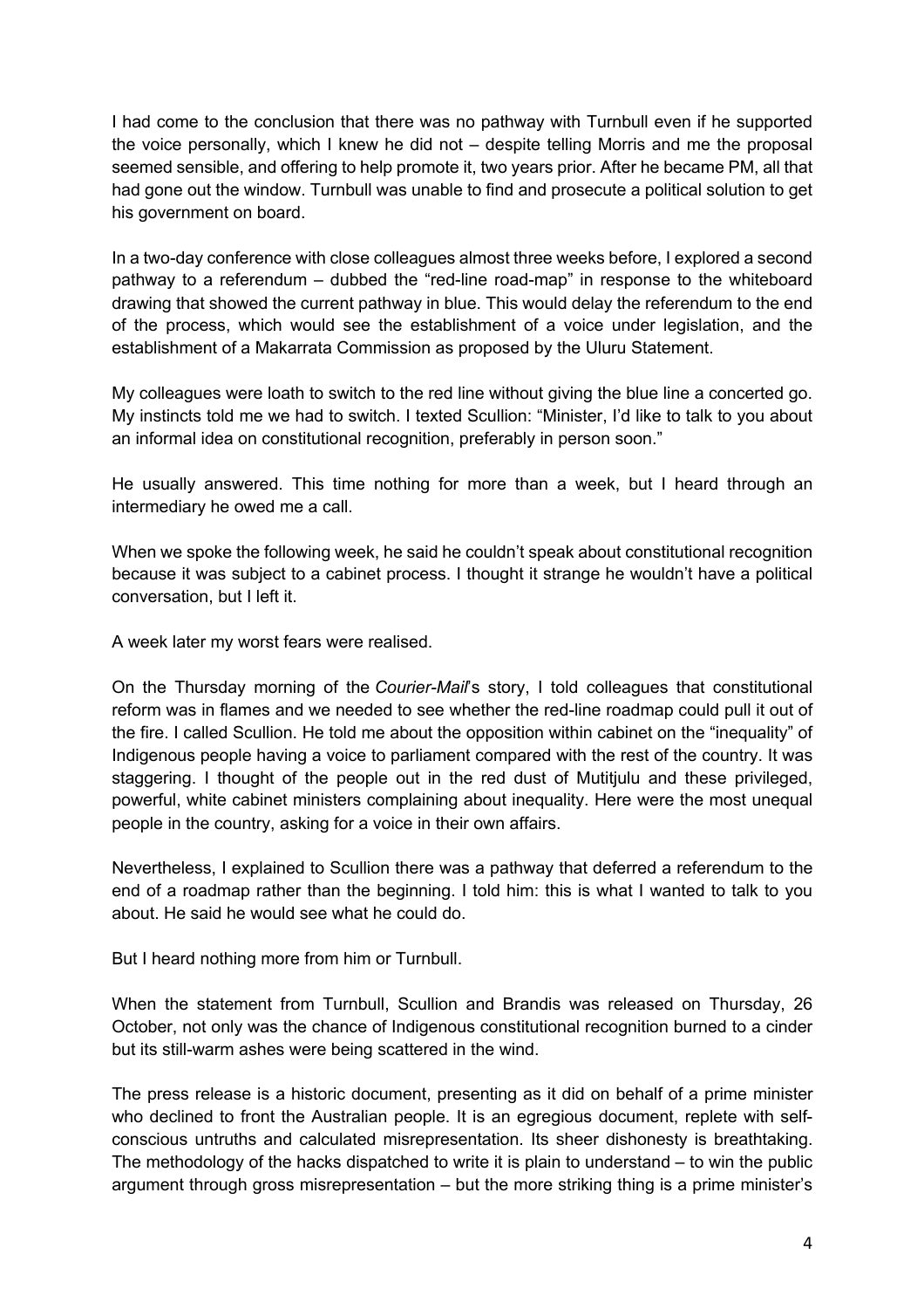I had come to the conclusion that there was no pathway with Turnbull even if he supported the voice personally, which I knew he did not – despite telling Morris and me the proposal seemed sensible, and offering to help promote it, two years prior. After he became PM, all that had gone out the window. Turnbull was unable to find and prosecute a political solution to get his government on board.

In a two-day conference with close colleagues almost three weeks before, I explored a second pathway to a referendum – dubbed the "red-line road-map" in response to the whiteboard drawing that showed the current pathway in blue. This would delay the referendum to the end of the process, which would see the establishment of a voice under legislation, and the establishment of a Makarrata Commission as proposed by the Uluru Statement.

My colleagues were loath to switch to the red line without giving the blue line a concerted go. My instincts told me we had to switch. I texted Scullion: "Minister, I'd like to talk to you about an informal idea on constitutional recognition, preferably in person soon."

He usually answered. This time nothing for more than a week, but I heard through an intermediary he owed me a call.

When we spoke the following week, he said he couldn't speak about constitutional recognition because it was subject to a cabinet process. I thought it strange he wouldn't have a political conversation, but I left it.

A week later my worst fears were realised.

On the Thursday morning of the *Courier-Mail*'s story, I told colleagues that constitutional reform was in flames and we needed to see whether the red-line roadmap could pull it out of the fire. I called Scullion. He told me about the opposition within cabinet on the "inequality" of Indigenous people having a voice to parliament compared with the rest of the country. It was staggering. I thought of the people out in the red dust of Mutitjulu and these privileged, powerful, white cabinet ministers complaining about inequality. Here were the most unequal people in the country, asking for a voice in their own affairs.

Nevertheless, I explained to Scullion there was a pathway that deferred a referendum to the end of a roadmap rather than the beginning. I told him: this is what I wanted to talk to you about. He said he would see what he could do.

But I heard nothing more from him or Turnbull.

When the statement from Turnbull, Scullion and Brandis was released on Thursday, 26 October, not only was the chance of Indigenous constitutional recognition burned to a cinder but its still-warm ashes were being scattered in the wind.

The press release is a historic document, presenting as it did on behalf of a prime minister who declined to front the Australian people. It is an egregious document, replete with self-conscious untruths and calculated misrepresentation. Its sheer dishonesty is breathtaking. The methodology of the hacks dispatched to write it is plain to understand – to win the public argument through gross misrepresentation – but the more striking thing is a prime minister's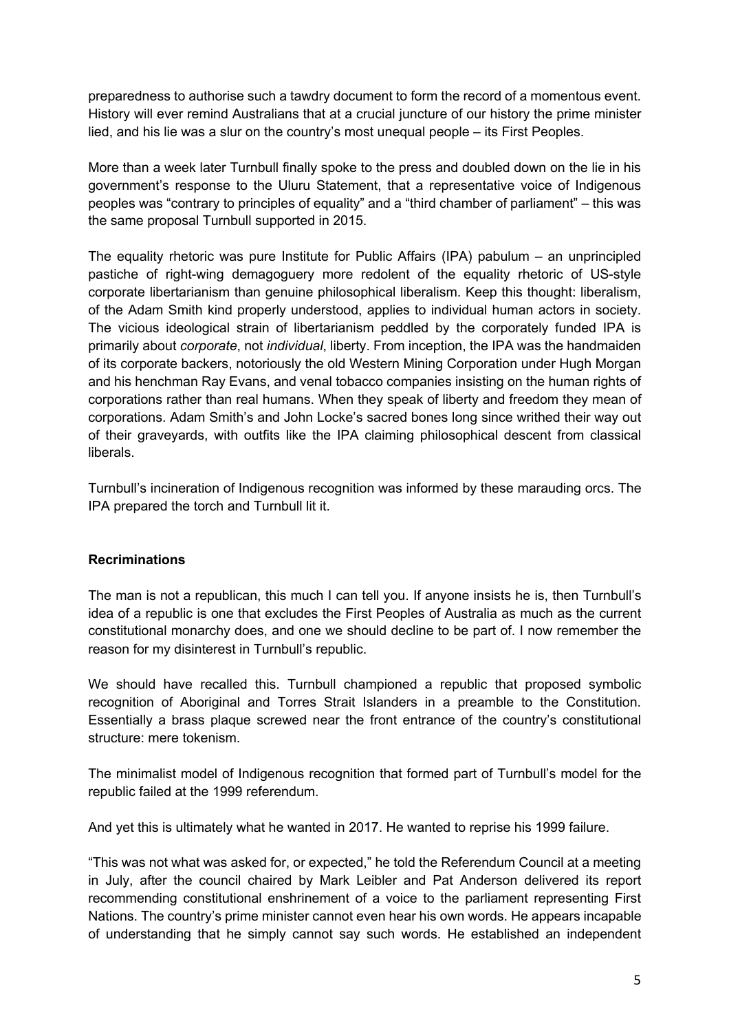preparedness to authorise such a tawdry document to form the record of a momentous event. History will ever remind Australians that at a crucial juncture of our history the prime minister lied, and his lie was a slur on the country's most unequal people – its First Peoples.

More than a week later Turnbull finally spoke to the press and doubled down on the lie in his government's response to the Uluru Statement, that a representative voice of Indigenous peoples was "contrary to principles of equality" and a "third chamber of parliament" – this was the same proposal Turnbull supported in 2015.

The equality rhetoric was pure Institute for Public Affairs (IPA) pabulum – an unprincipled pastiche of right-wing demagoguery more redolent of the equality rhetoric of US-style corporate libertarianism than genuine philosophical liberalism. Keep this thought: liberalism, of the Adam Smith kind properly understood, applies to individual human actors in society. The vicious ideological strain of libertarianism peddled by the corporately funded IPA is primarily about *corporate*, not *individual*, liberty. From inception, the IPA was the handmaiden of its corporate backers, notoriously the old Western Mining Corporation under Hugh Morgan and his henchman Ray Evans, and venal tobacco companies insisting on the human rights of corporations rather than real humans. When they speak of liberty and freedom they mean of corporations. Adam Smith's and John Locke's sacred bones long since writhed their way out of their graveyards, with outfits like the IPA claiming philosophical descent from classical liberals.

Turnbull's incineration of Indigenous recognition was informed by these marauding orcs. The IPA prepared the torch and Turnbull lit it.

**Recriminations**

The man is not a republican, this much I can tell you. If anyone insists he is, then Turnbull's idea of a republic is one that excludes the First Peoples of Australia as much as the current constitutional monarchy does, and one we should decline to be part of. I now remember the reason for my disinterest in Turnbull's republic.

We should have recalled this. Turnbull championed a republic that proposed symbolic recognition of Aboriginal and Torres Strait Islanders in a preamble to the Constitution. Essentially a brass plaque screwed near the front entrance of the country's constitutional structure: mere tokenism.

The minimalist model of Indigenous recognition that formed part of Turnbull's model for the republic failed at the 1999 referendum.

And yet this is ultimately what he wanted in 2017. He wanted to reprise his 1999 failure.

"This was not what was asked for, or expected," he told the Referendum Council at a meeting in July, after the council chaired by Mark Leibler and Pat Anderson delivered its report recommending constitutional enshrinement of a voice to the parliament representing First Nations. The country's prime minister cannot even hear his own words. He appears incapable of understanding that he simply cannot say such words. He established an independent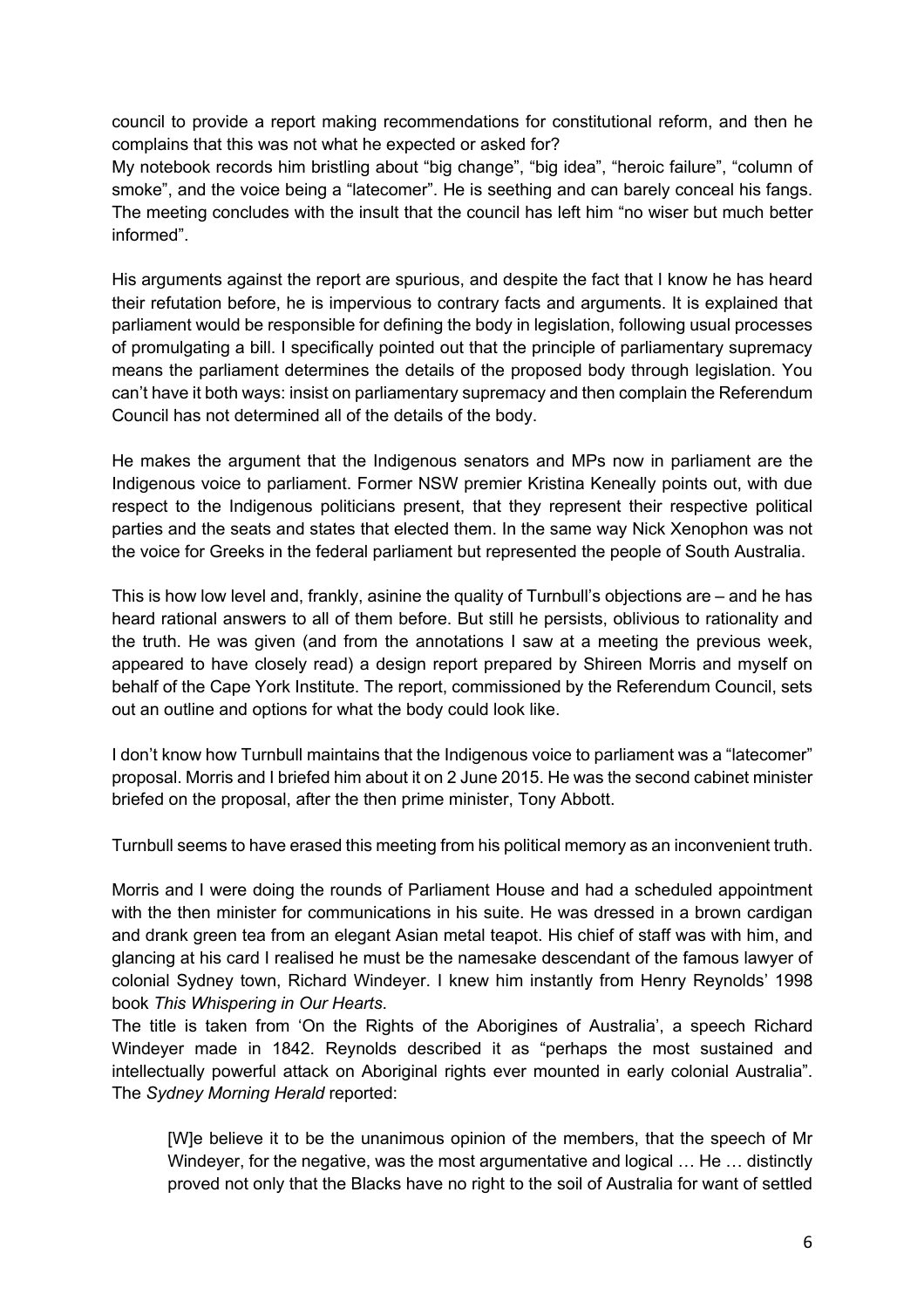council to provide a report making recommendations for constitutional reform, and then he complains that this was not what he expected or asked for?

My notebook records him bristling about "big change", "big idea", "heroic failure", "column of smoke", and the voice being a "latecomer". He is seething and can barely conceal his fangs. The meeting concludes with the insult that the council has left him "no wiser but much better informed".

His arguments against the report are spurious, and despite the fact that I know he has heard their refutation before, he is impervious to contrary facts and arguments. It is explained that parliament would be responsible for defining the body in legislation, following usual processes of promulgating a bill. I specifically pointed out that the principle of parliamentary supremacy means the parliament determines the details of the proposed body through legislation. You can't have it both ways: insist on parliamentary supremacy and then complain the Referendum Council has not determined all of the details of the body.

He makes the argument that the Indigenous senators and MPs now in parliament are the Indigenous voice to parliament. Former NSW premier Kristina Keneally points out, with due respect to the Indigenous politicians present, that they represent their respective political parties and the seats and states that elected them. In the same way Nick Xenophon was not the voice for Greeks in the federal parliament but represented the people of South Australia.

This is how low level and, frankly, asinine the quality of Turnbull's objections are – and he has heard rational answers to all of them before. But still he persists, oblivious to rationality and the truth. He was given (and from the annotations I saw at a meeting the previous week, appeared to have closely read) a design report prepared by Shireen Morris and myself on behalf of the Cape York Institute. The report, commissioned by the Referendum Council, sets out an outline and options for what the body could look like.

I don't know how Turnbull maintains that the Indigenous voice to parliament was a "latecomer" proposal. Morris and I briefed him about it on 2 June 2015. He was the second cabinet minister briefed on the proposal, after the then prime minister, Tony Abbott.

Turnbull seems to have erased this meeting from his political memory as an inconvenient truth.

Morris and I were doing the rounds of Parliament House and had a scheduled appointment with the then minister for communications in his suite. He was dressed in a brown cardigan and drank green tea from an elegant Asian metal teapot. His chief of staff was with him, and glancing at his card I realised he must be the namesake descendant of the famous lawyer of colonial Sydney town, Richard Windeyer. I knew him instantly from Henry Reynolds' 1998 book *This Whispering in Our Hearts*.

The title is taken from 'On the Rights of the Aborigines of Australia', a speech Richard Windeyer made in 1842. Reynolds described it as "perhaps the most sustained and intellectually powerful attack on Aboriginal rights ever mounted in early colonial Australia". The *Sydney Morning Herald* reported:

> [W]e believe it to be the unanimous opinion of the members, that the speech of Mr Windeyer, for the negative, was the most argumentative and logical … He … distinctly proved not only that the Blacks have no right to the soil of Australia for want of settled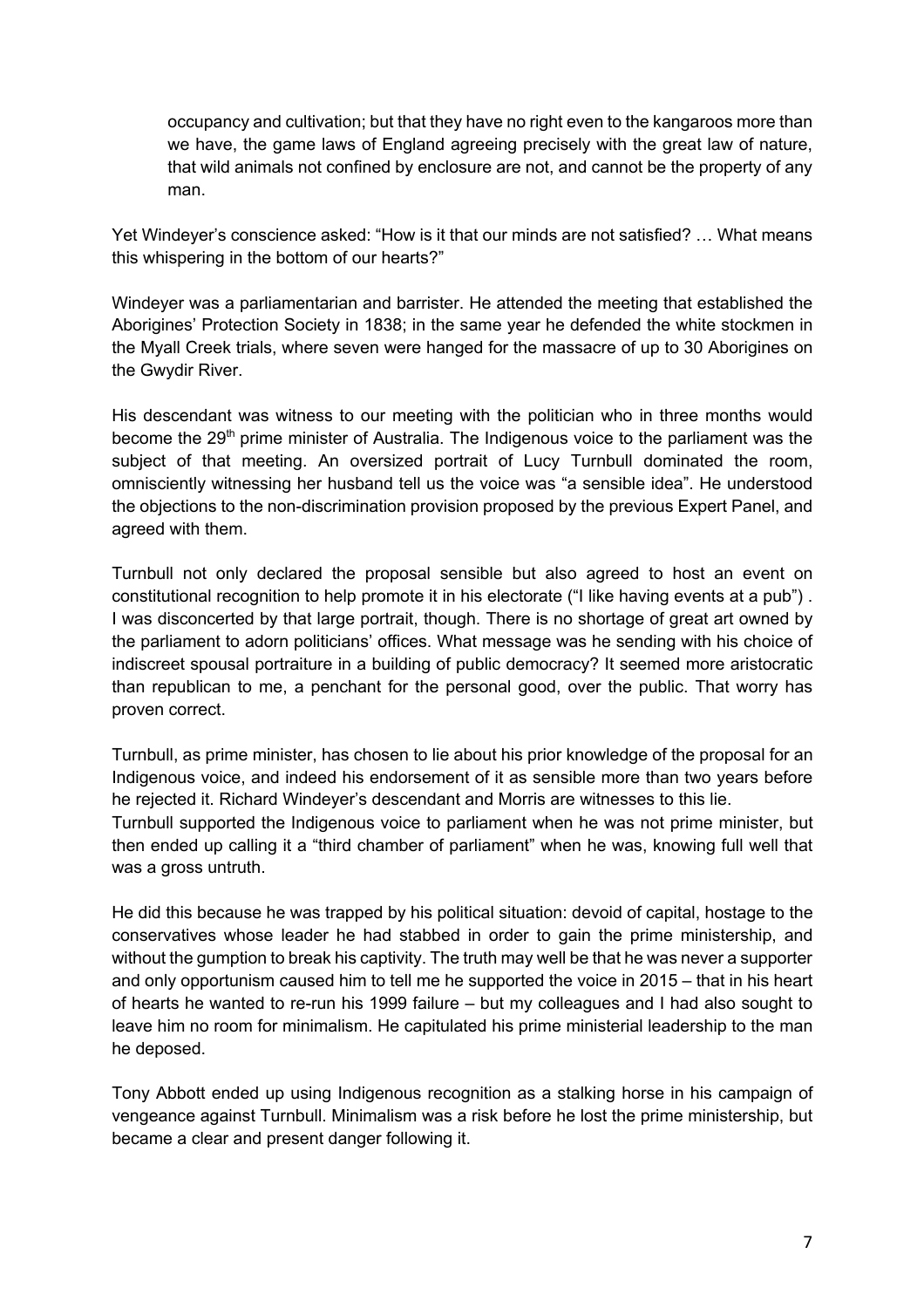> occupancy and cultivation; but that they have no right even to the kangaroos more than we have, the game laws of England agreeing precisely with the great law of nature, that wild animals not confined by enclosure are not, and cannot be the property of any man.

Yet Windeyer's conscience asked: "How is it that our minds are not satisfied? … What means this whispering in the bottom of our hearts?"

Windeyer was a parliamentarian and barrister. He attended the meeting that established the Aborigines' Protection Society in 1838; in the same year he defended the white stockmen in the Myall Creek trials, where seven were hanged for the massacre of up to 30 Aborigines on the Gwydir River.

His descendant was witness to our meeting with the politician who in three months would become the 29th prime minister of Australia. The Indigenous voice to the parliament was the subject of that meeting. An oversized portrait of Lucy Turnbull dominated the room, omnisciently witnessing her husband tell us the voice was "a sensible idea". He understood the objections to the non-discrimination provision proposed by the previous Expert Panel, and agreed with them.

Turnbull not only declared the proposal sensible but also agreed to host an event on constitutional recognition to help promote it in his electorate ("I like having events at a pub") . I was disconcerted by that large portrait, though. There is no shortage of great art owned by the parliament to adorn politicians' offices. What message was he sending with his choice of indiscreet spousal portraiture in a building of public democracy? It seemed more aristocratic than republican to me, a penchant for the personal good, over the public. That worry has proven correct.

Turnbull, as prime minister, has chosen to lie about his prior knowledge of the proposal for an Indigenous voice, and indeed his endorsement of it as sensible more than two years before he rejected it. Richard Windeyer's descendant and Morris are witnesses to this lie.
Turnbull supported the Indigenous voice to parliament when he was not prime minister, but then ended up calling it a "third chamber of parliament" when he was, knowing full well that was a gross untruth.

He did this because he was trapped by his political situation: devoid of capital, hostage to the conservatives whose leader he had stabbed in order to gain the prime ministership, and without the gumption to break his captivity. The truth may well be that he was never a supporter and only opportunism caused him to tell me he supported the voice in 2015 – that in his heart of hearts he wanted to re-run his 1999 failure – but my colleagues and I had also sought to leave him no room for minimalism. He capitulated his prime ministerial leadership to the man he deposed.

Tony Abbott ended up using Indigenous recognition as a stalking horse in his campaign of vengeance against Turnbull. Minimalism was a risk before he lost the prime ministership, but became a clear and present danger following it.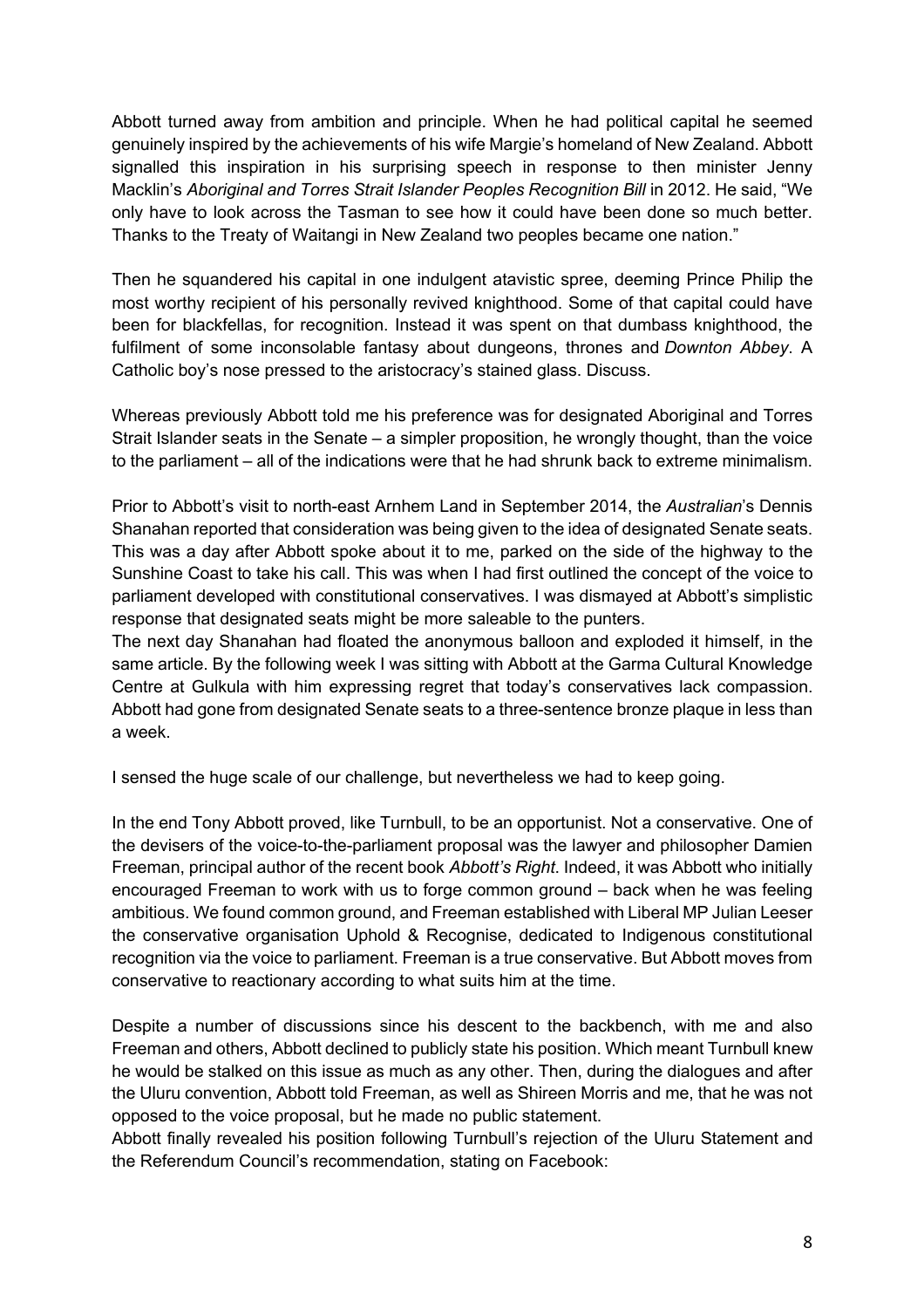Abbott turned away from ambition and principle. When he had political capital he seemed genuinely inspired by the achievements of his wife Margie's homeland of New Zealand. Abbott signalled this inspiration in his surprising speech in response to then minister Jenny Macklin's *Aboriginal and Torres Strait Islander Peoples Recognition Bill* in 2012. He said, "We only have to look across the Tasman to see how it could have been done so much better. Thanks to the Treaty of Waitangi in New Zealand two peoples became one nation."

Then he squandered his capital in one indulgent atavistic spree, deeming Prince Philip the most worthy recipient of his personally revived knighthood. Some of that capital could have been for blackfellas, for recognition. Instead it was spent on that dumbass knighthood, the fulfilment of some inconsolable fantasy about dungeons, thrones and *Downton Abbey*. A Catholic boy's nose pressed to the aristocracy's stained glass. Discuss.

Whereas previously Abbott told me his preference was for designated Aboriginal and Torres Strait Islander seats in the Senate – a simpler proposition, he wrongly thought, than the voice to the parliament – all of the indications were that he had shrunk back to extreme minimalism.

Prior to Abbott's visit to north-east Arnhem Land in September 2014, the *Australian*'s Dennis Shanahan reported that consideration was being given to the idea of designated Senate seats. This was a day after Abbott spoke about it to me, parked on the side of the highway to the Sunshine Coast to take his call. This was when I had first outlined the concept of the voice to parliament developed with constitutional conservatives. I was dismayed at Abbott's simplistic response that designated seats might be more saleable to the punters.

The next day Shanahan had floated the anonymous balloon and exploded it himself, in the same article. By the following week I was sitting with Abbott at the Garma Cultural Knowledge Centre at Gulkula with him expressing regret that today's conservatives lack compassion. Abbott had gone from designated Senate seats to a three-sentence bronze plaque in less than a week.

I sensed the huge scale of our challenge, but nevertheless we had to keep going.

In the end Tony Abbott proved, like Turnbull, to be an opportunist. Not a conservative. One of the devisers of the voice-to-the-parliament proposal was the lawyer and philosopher Damien Freeman, principal author of the recent book *Abbott's Right*. Indeed, it was Abbott who initially encouraged Freeman to work with us to forge common ground – back when he was feeling ambitious. We found common ground, and Freeman established with Liberal MP Julian Leeser the conservative organisation Uphold & Recognise, dedicated to Indigenous constitutional recognition via the voice to parliament. Freeman is a true conservative. But Abbott moves from conservative to reactionary according to what suits him at the time.

Despite a number of discussions since his descent to the backbench, with me and also Freeman and others, Abbott declined to publicly state his position. Which meant Turnbull knew he would be stalked on this issue as much as any other. Then, during the dialogues and after the Uluru convention, Abbott told Freeman, as well as Shireen Morris and me, that he was not opposed to the voice proposal, but he made no public statement.

Abbott finally revealed his position following Turnbull's rejection of the Uluru Statement and the Referendum Council's recommendation, stating on Facebook: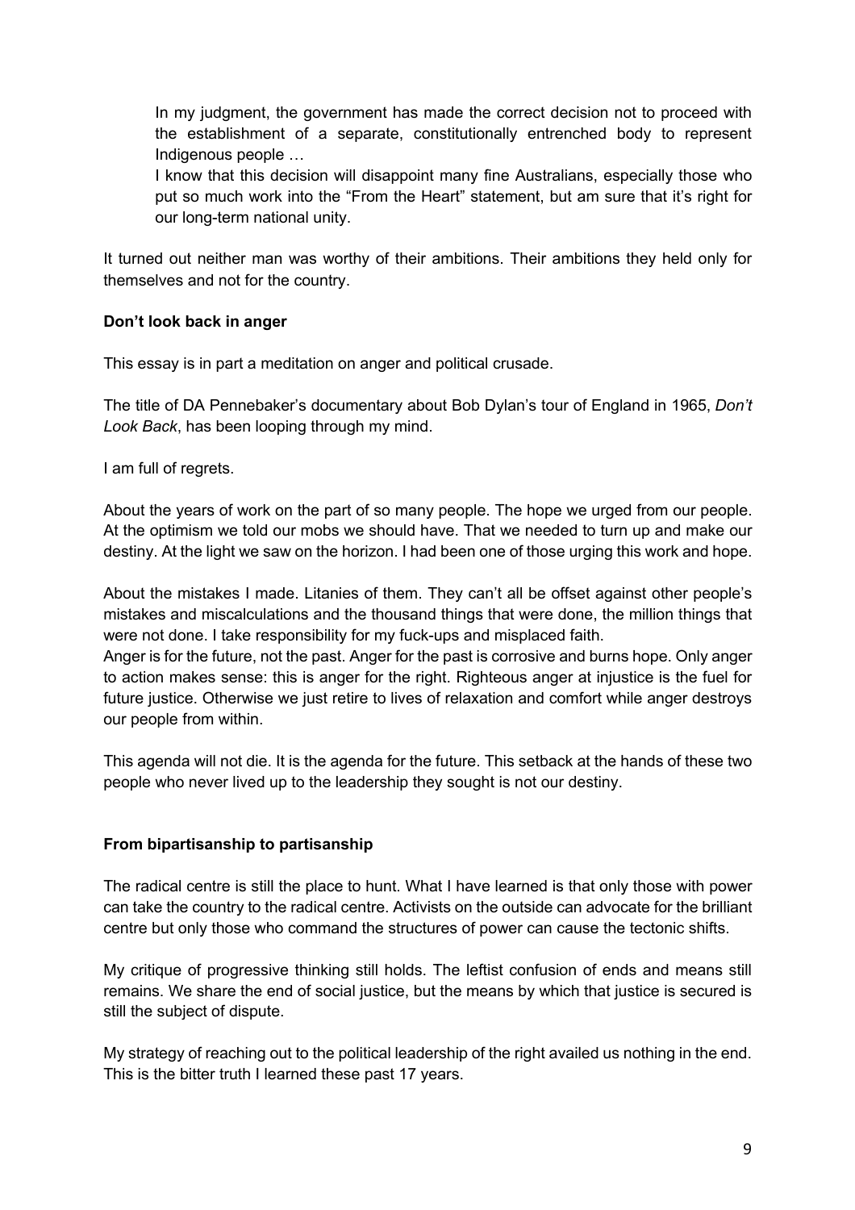> In my judgment, the government has made the correct decision not to proceed with the establishment of a separate, constitutionally entrenched body to represent Indigenous people …
>
> I know that this decision will disappoint many fine Australians, especially those who put so much work into the "From the Heart" statement, but am sure that it's right for our long-term national unity.

It turned out neither man was worthy of their ambitions. Their ambitions they held only for themselves and not for the country.

**Don't look back in anger**

This essay is in part a meditation on anger and political crusade.

The title of DA Pennebaker's documentary about Bob Dylan's tour of England in 1965, *Don't Look Back*, has been looping through my mind.

I am full of regrets.

About the years of work on the part of so many people. The hope we urged from our people. At the optimism we told our mobs we should have. That we needed to turn up and make our destiny. At the light we saw on the horizon. I had been one of those urging this work and hope.

About the mistakes I made. Litanies of them. They can't all be offset against other people's mistakes and miscalculations and the thousand things that were done, the million things that were not done. I take responsibility for my fuck-ups and misplaced faith.

Anger is for the future, not the past. Anger for the past is corrosive and burns hope. Only anger to action makes sense: this is anger for the right. Righteous anger at injustice is the fuel for future justice. Otherwise we just retire to lives of relaxation and comfort while anger destroys our people from within.

This agenda will not die. It is the agenda for the future. This setback at the hands of these two people who never lived up to the leadership they sought is not our destiny.

**From bipartisanship to partisanship**

The radical centre is still the place to hunt. What I have learned is that only those with power can take the country to the radical centre. Activists on the outside can advocate for the brilliant centre but only those who command the structures of power can cause the tectonic shifts.

My critique of progressive thinking still holds. The leftist confusion of ends and means still remains. We share the end of social justice, but the means by which that justice is secured is still the subject of dispute.

My strategy of reaching out to the political leadership of the right availed us nothing in the end. This is the bitter truth I learned these past 17 years.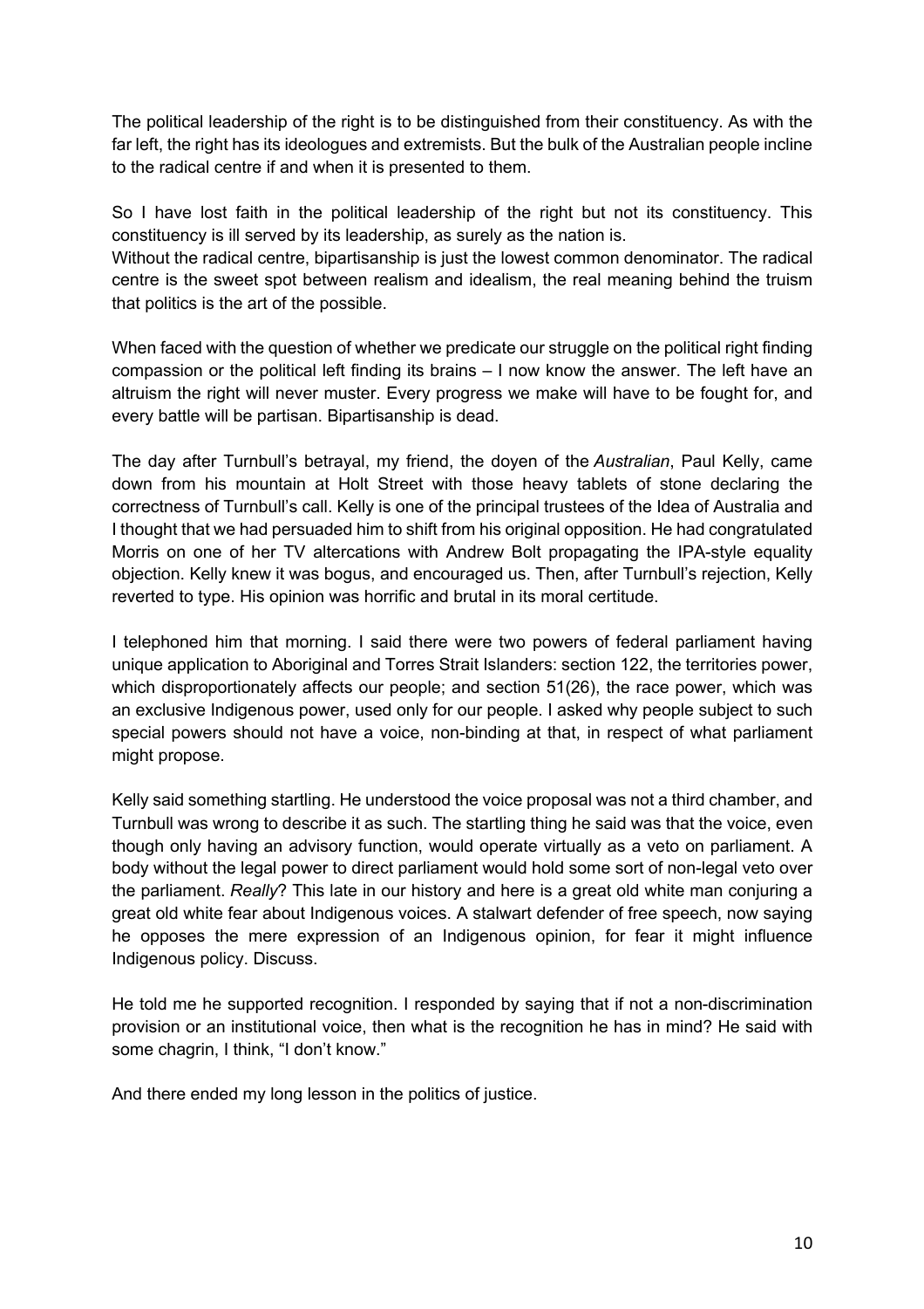The political leadership of the right is to be distinguished from their constituency. As with the far left, the right has its ideologues and extremists. But the bulk of the Australian people incline to the radical centre if and when it is presented to them.

So I have lost faith in the political leadership of the right but not its constituency. This constituency is ill served by its leadership, as surely as the nation is.
Without the radical centre, bipartisanship is just the lowest common denominator. The radical centre is the sweet spot between realism and idealism, the real meaning behind the truism that politics is the art of the possible.

When faced with the question of whether we predicate our struggle on the political right finding compassion or the political left finding its brains – I now know the answer. The left have an altruism the right will never muster. Every progress we make will have to be fought for, and every battle will be partisan. Bipartisanship is dead.

The day after Turnbull's betrayal, my friend, the doyen of the *Australian*, Paul Kelly, came down from his mountain at Holt Street with those heavy tablets of stone declaring the correctness of Turnbull's call. Kelly is one of the principal trustees of the Idea of Australia and I thought that we had persuaded him to shift from his original opposition. He had congratulated Morris on one of her TV altercations with Andrew Bolt propagating the IPA-style equality objection. Kelly knew it was bogus, and encouraged us. Then, after Turnbull's rejection, Kelly reverted to type. His opinion was horrific and brutal in its moral certitude.

I telephoned him that morning. I said there were two powers of federal parliament having unique application to Aboriginal and Torres Strait Islanders: section 122, the territories power, which disproportionately affects our people; and section 51(26), the race power, which was an exclusive Indigenous power, used only for our people. I asked why people subject to such special powers should not have a voice, non-binding at that, in respect of what parliament might propose.

Kelly said something startling. He understood the voice proposal was not a third chamber, and Turnbull was wrong to describe it as such. The startling thing he said was that the voice, even though only having an advisory function, would operate virtually as a veto on parliament. A body without the legal power to direct parliament would hold some sort of non-legal veto over the parliament. *Really*? This late in our history and here is a great old white man conjuring a great old white fear about Indigenous voices. A stalwart defender of free speech, now saying he opposes the mere expression of an Indigenous opinion, for fear it might influence Indigenous policy. Discuss.

He told me he supported recognition. I responded by saying that if not a non-discrimination provision or an institutional voice, then what is the recognition he has in mind? He said with some chagrin, I think, "I don't know."

And there ended my long lesson in the politics of justice.